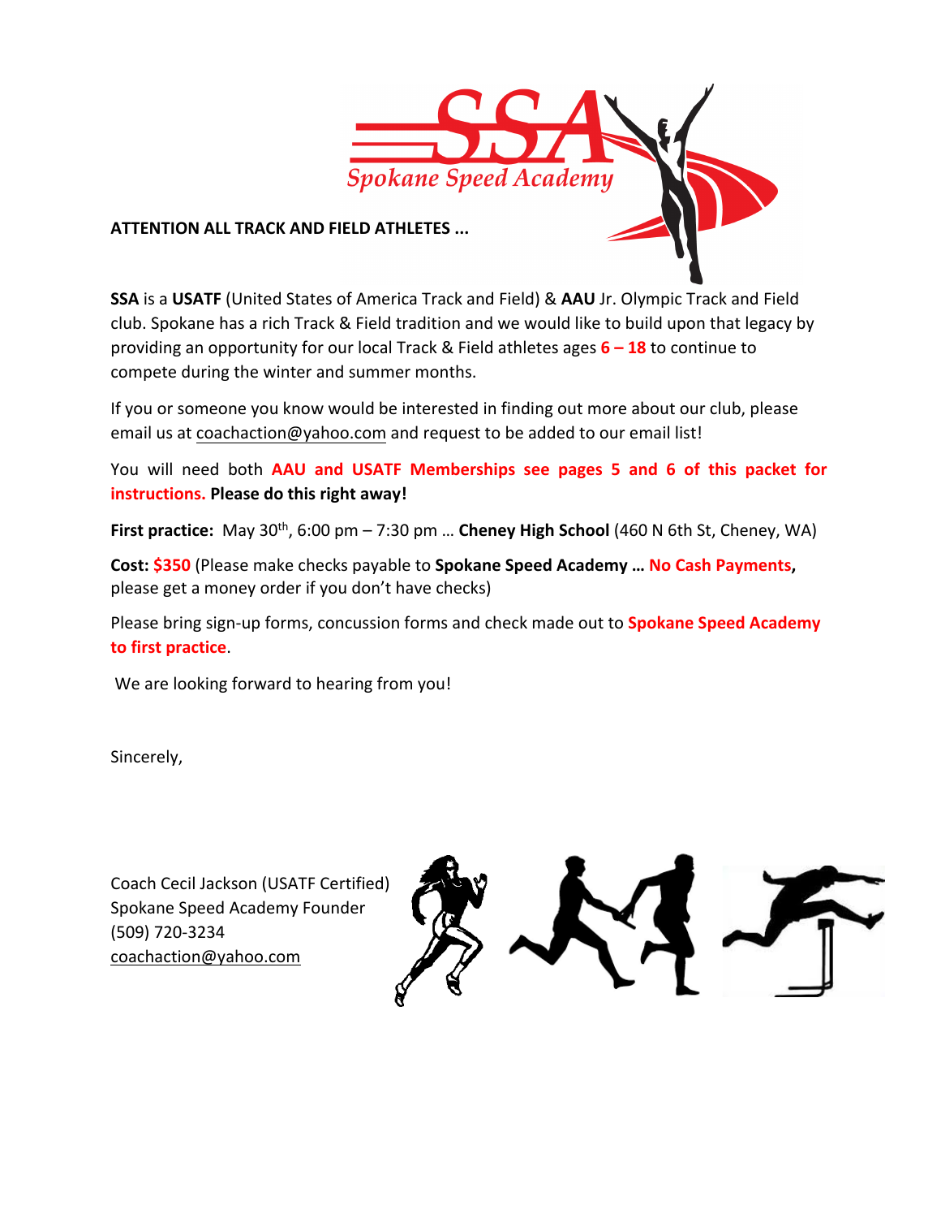SSA

Spokane Speed Academy

**ATTENTION ALL TRACK AND FIELD ATHLETES ...**

**SSA** is a **USATF** (United States of America Track and Field) & **AAU** Jr. Olympic Track and Field club. Spokane has a rich Track & Field tradition and we would like to build upon that legacy by providing an opportunity for our local Track & Field athletes ages **6 – 18** to continue to compete during the winter and summer months.

If you or someone you know would be interested in finding out more about our club, please email us at coachaction@yahoo.com and request to be added to our email list!

You will need both **AAU and USATF Memberships see pages 5 and 6 of this packet for instructions. Please do this right away!**

**First practice:** May 30th, 6:00 pm – 7:30 pm … **Cheney High School** (460 N 6th St, Cheney, WA)

**Cost: $350** (Please make checks payable to **Spokane Speed Academy … No Cash Payments,** please get a money order if you don't have checks)

Please bring sign-up forms, concussion forms and check made out to **Spokane Speed Academy to first practice**.

We are looking forward to hearing from you!

Sincerely,

Coach Cecil Jackson (USATF Certified)
Spokane Speed Academy Founder
(509) 720-3234
coachaction@yahoo.com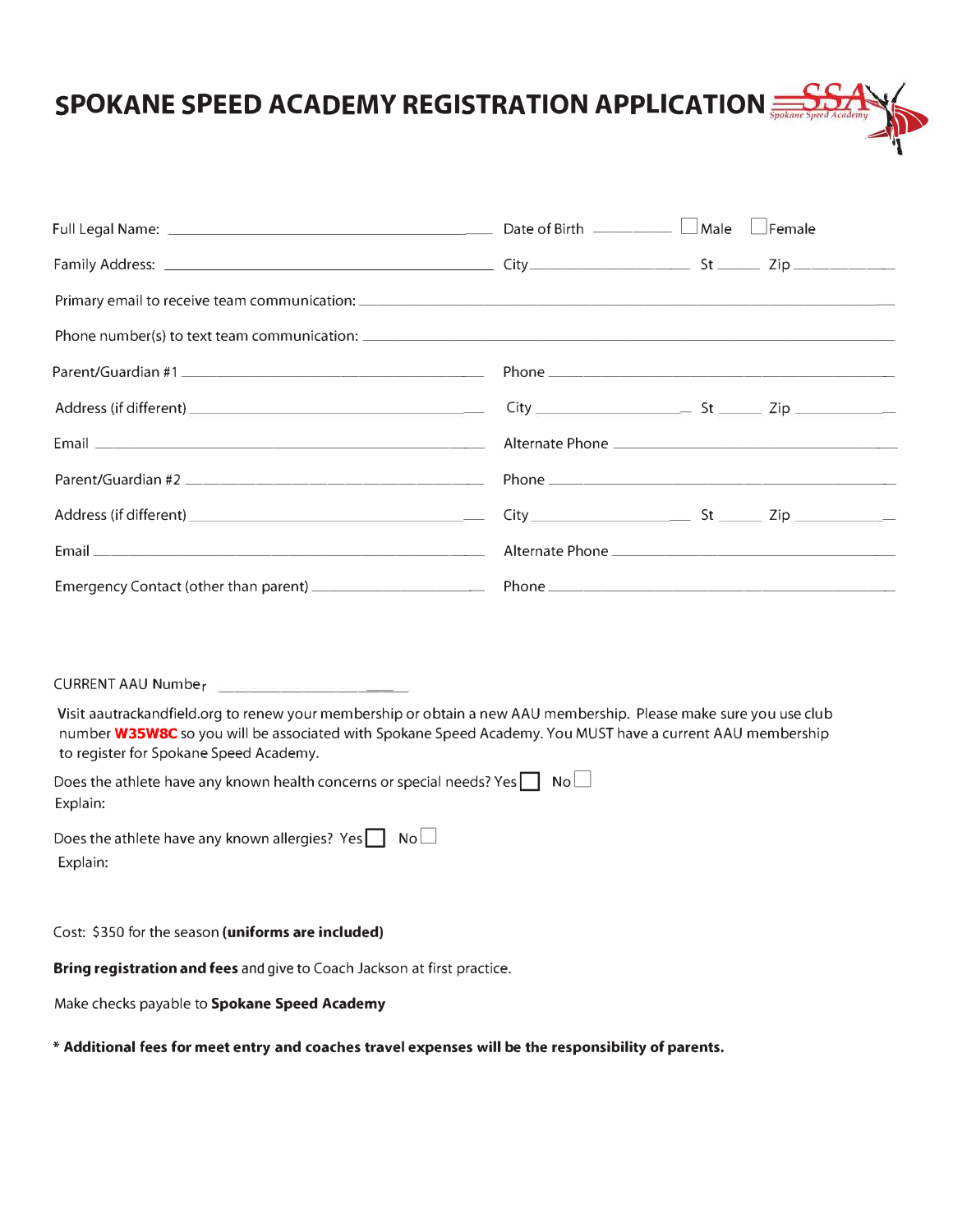# SPOKANE SPEED ACADEMY REGISTRATION APPLICATION

Full Legal Name: ______________________________ Date of Birth ________ ☐ Male ☐ Female

Family Address: ______________________________ City ______________ St _____ Zip __________

Primary email to receive team communication: ______________________________________________

Phone number(s) to text team communication: ______________________________________________

Parent/Guardian #1 ______________________________ Phone ______________________________

Address (if different) ______________________________ City ______________ St _____ Zip __________

Email ______________________________ Alternate Phone ______________________________

Parent/Guardian #2 ______________________________ Phone ______________________________

Address (if different) ______________________________ City ______________ St _____ Zip __________

Email ______________________________ Alternate Phone ______________________________

Emergency Contact (other than parent) ____________________ Phone ______________________________

CURRENT AAU Number ____________________

Visit aautrackandfield.org to renew your membership or obtain a new AAU membership. Please make sure you use club number **W35W8C** so you will be associated with Spokane Speed Academy. You MUST have a current AAU membership to register for Spokane Speed Academy.

Does the athlete have any known health concerns or special needs? Yes ☐ No ☐
Explain:

Does the athlete have any known allergies? Yes ☐ No ☐
Explain:

Cost: $350 for the season **(uniforms are included)**

**Bring registration and fees** and give to Coach Jackson at first practice.

Make checks payable to **Spokane Speed Academy**

**\* Additional fees for meet entry and coaches travel expenses will be the responsibility of parents.**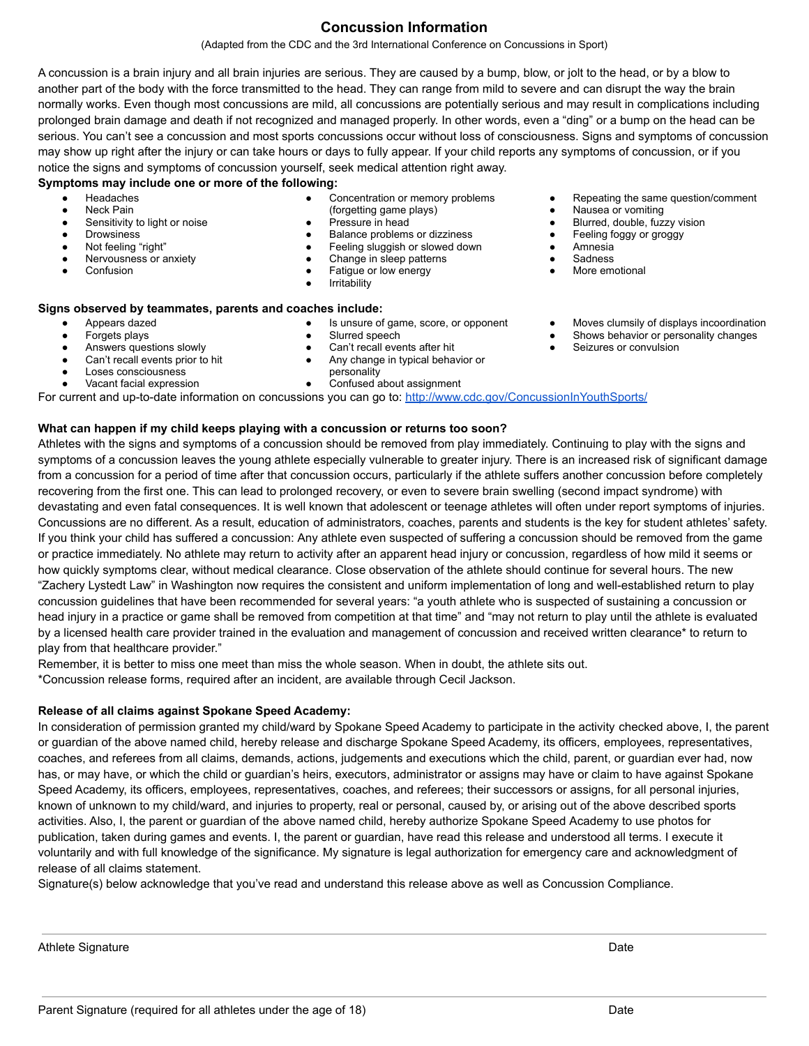# Concussion Information

(Adapted from the CDC and the 3rd International Conference on Concussions in Sport)

A concussion is a brain injury and all brain injuries are serious. They are caused by a bump, blow, or jolt to the head, or by a blow to another part of the body with the force transmitted to the head. They can range from mild to severe and can disrupt the way the brain normally works. Even though most concussions are mild, all concussions are potentially serious and may result in complications including prolonged brain damage and death if not recognized and managed properly. In other words, even a "ding" or a bump on the head can be serious. You can't see a concussion and most sports concussions occur without loss of consciousness. Signs and symptoms of concussion may show up right after the injury or can take hours or days to fully appear. If your child reports any symptoms of concussion, or if you notice the signs and symptoms of concussion yourself, seek medical attention right away.

**Symptoms may include one or more of the following:**

- Headaches
- Neck Pain
- Sensitivity to light or noise
- Drowsiness
- Not feeling "right"
- Nervousness or anxiety
- Confusion
- Concentration or memory problems (forgetting game plays)
- Pressure in head
- Balance problems or dizziness
- Feeling sluggish or slowed down
- Change in sleep patterns
- Fatigue or low energy
- Irritability
- Repeating the same question/comment
- Nausea or vomiting
- Blurred, double, fuzzy vision
- Feeling foggy or groggy
- Amnesia
- Sadness
- More emotional

**Signs observed by teammates, parents and coaches include:**

- Appears dazed
- Forgets plays
- Answers questions slowly
- Can't recall events prior to hit
- Loses consciousness
- Vacant facial expression
- Is unsure of game, score, or opponent
- Slurred speech
- Can't recall events after hit
- Any change in typical behavior or personality
- Confused about assignment
- Moves clumsily of displays incoordination
- Shows behavior or personality changes
- Seizures or convulsion

For current and up-to-date information on concussions you can go to: http://www.cdc.gov/ConcussionInYouthSports/

**What can happen if my child keeps playing with a concussion or returns too soon?**

Athletes with the signs and symptoms of a concussion should be removed from play immediately. Continuing to play with the signs and symptoms of a concussion leaves the young athlete especially vulnerable to greater injury. There is an increased risk of significant damage from a concussion for a period of time after that concussion occurs, particularly if the athlete suffers another concussion before completely recovering from the first one. This can lead to prolonged recovery, or even to severe brain swelling (second impact syndrome) with devastating and even fatal consequences. It is well known that adolescent or teenage athletes will often under report symptoms of injuries. Concussions are no different. As a result, education of administrators, coaches, parents and students is the key for student athletes' safety. If you think your child has suffered a concussion: Any athlete even suspected of suffering a concussion should be removed from the game or practice immediately. No athlete may return to activity after an apparent head injury or concussion, regardless of how mild it seems or how quickly symptoms clear, without medical clearance. Close observation of the athlete should continue for several hours. The new "Zachery Lystedt Law" in Washington now requires the consistent and uniform implementation of long and well-established return to play concussion guidelines that have been recommended for several years: "a youth athlete who is suspected of sustaining a concussion or head injury in a practice or game shall be removed from competition at that time" and "may not return to play until the athlete is evaluated by a licensed health care provider trained in the evaluation and management of concussion and received written clearance* to return to play from that healthcare provider."

Remember, it is better to miss one meet than miss the whole season. When in doubt, the athlete sits out.

*Concussion release forms, required after an incident, are available through Cecil Jackson.

**Release of all claims against Spokane Speed Academy:**

In consideration of permission granted my child/ward by Spokane Speed Academy to participate in the activity checked above, I, the parent or guardian of the above named child, hereby release and discharge Spokane Speed Academy, its officers, employees, representatives, coaches, and referees from all claims, demands, actions, judgements and executions which the child, parent, or guardian ever had, now has, or may have, or which the child or guardian's heirs, executors, administrator or assigns may have or claim to have against Spokane Speed Academy, its officers, employees, representatives, coaches, and referees; their successors or assigns, for all personal injuries, known of unknown to my child/ward, and injuries to property, real or personal, caused by, or arising out of the above described sports activities. Also, I, the parent or guardian of the above named child, hereby authorize Spokane Speed Academy to use photos for publication, taken during games and events. I, the parent or guardian, have read this release and understood all terms. I execute it voluntarily and with full knowledge of the significance. My signature is legal authorization for emergency care and acknowledgment of release of all claims statement.

Signature(s) below acknowledge that you've read and understand this release above as well as Concussion Compliance.

Athlete Signature Date

Parent Signature (required for all athletes under the age of 18) Date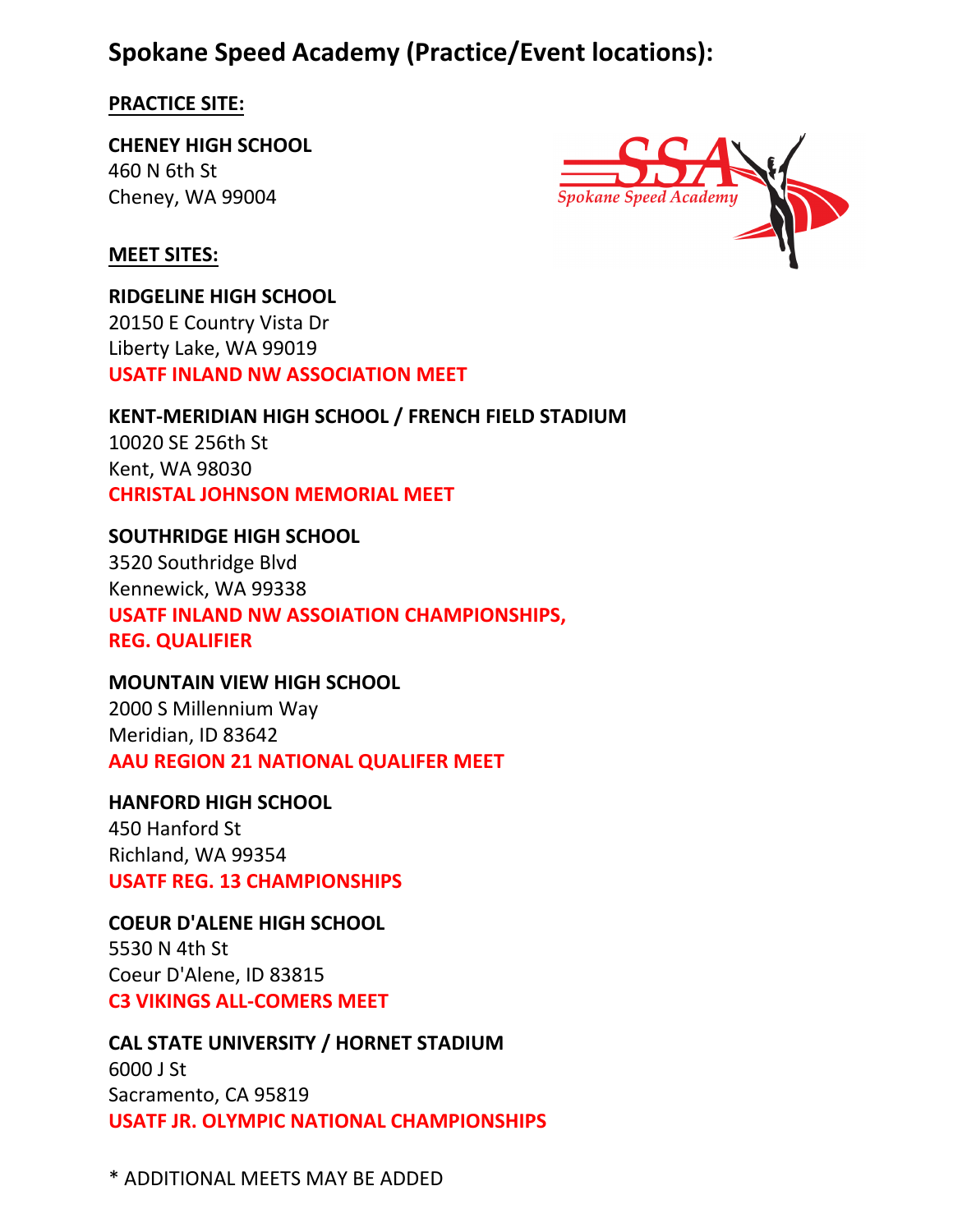# Spokane Speed Academy (Practice/Event locations):

**PRACTICE SITE:**

**CHENEY HIGH SCHOOL**
460 N 6th St
Cheney, WA 99004

**MEET SITES:**

**RIDGELINE HIGH SCHOOL**
20150 E Country Vista Dr
Liberty Lake, WA 99019
**USATF INLAND NW ASSOCIATION MEET**

**KENT-MERIDIAN HIGH SCHOOL / FRENCH FIELD STADIUM**
10020 SE 256th St
Kent, WA 98030
**CHRISTAL JOHNSON MEMORIAL MEET**

**SOUTHRIDGE HIGH SCHOOL**
3520 Southridge Blvd
Kennewick, WA 99338
**USATF INLAND NW ASSOIATION CHAMPIONSHIPS, REG. QUALIFIER**

**MOUNTAIN VIEW HIGH SCHOOL**
2000 S Millennium Way
Meridian, ID 83642
**AAU REGION 21 NATIONAL QUALIFER MEET**

**HANFORD HIGH SCHOOL**
450 Hanford St
Richland, WA 99354
**USATF REG. 13 CHAMPIONSHIPS**

**COEUR D'ALENE HIGH SCHOOL**
5530 N 4th St
Coeur D'Alene, ID 83815
**C3 VIKINGS ALL-COMERS MEET**

**CAL STATE UNIVERSITY / HORNET STADIUM**
6000 J St
Sacramento, CA 95819
**USATF JR. OLYMPIC NATIONAL CHAMPIONSHIPS**

* ADDITIONAL MEETS MAY BE ADDED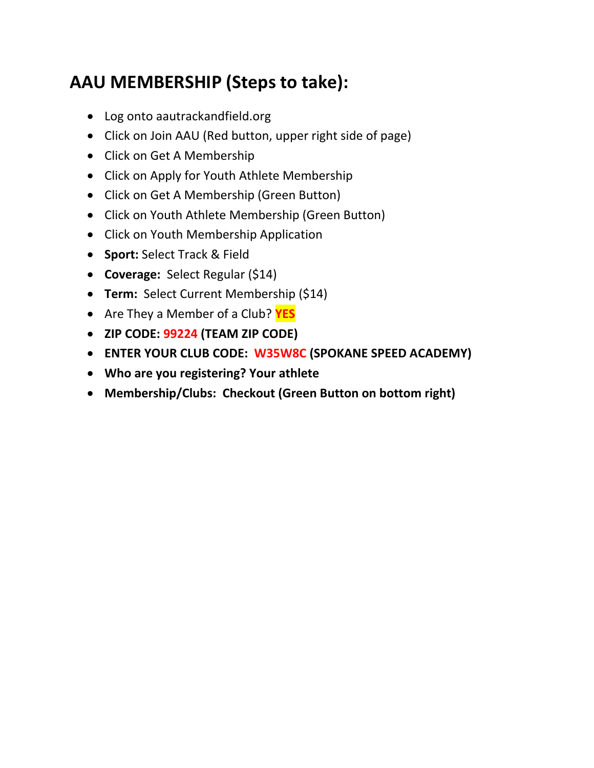## AAU MEMBERSHIP (Steps to take):

- Log onto aautrackandfield.org
- Click on Join AAU (Red button, upper right side of page)
- Click on Get A Membership
- Click on Apply for Youth Athlete Membership
- Click on Get A Membership (Green Button)
- Click on Youth Athlete Membership (Green Button)
- Click on Youth Membership Application
- **Sport:** Select Track & Field
- **Coverage:** Select Regular ($14)
- **Term:** Select Current Membership ($14)
- Are They a Member of a Club? **YES**
- **ZIP CODE: 99224 (TEAM ZIP CODE)**
- **ENTER YOUR CLUB CODE: W35W8C (SPOKANE SPEED ACADEMY)**
- **Who are you registering? Your athlete**
- **Membership/Clubs: Checkout (Green Button on bottom right)**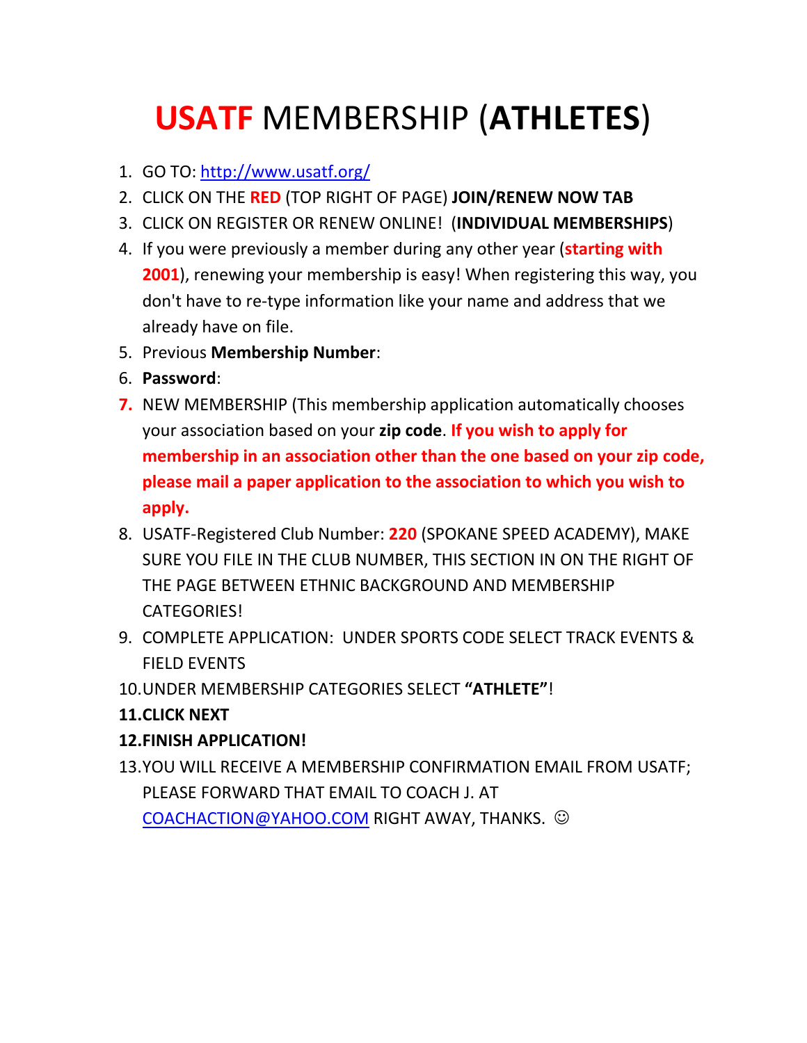# USATF MEMBERSHIP (**ATHLETES**)

1. GO TO: http://www.usatf.org/
2. CLICK ON THE **RED** (TOP RIGHT OF PAGE) **JOIN/RENEW NOW TAB**
3. CLICK ON REGISTER OR RENEW ONLINE! (**INDIVIDUAL MEMBERSHIPS**)
4. If you were previously a member during any other year (**starting with 2001**), renewing your membership is easy! When registering this way, you don't have to re-type information like your name and address that we already have on file.
5. Previous **Membership Number**:
6. **Password**:
7. NEW MEMBERSHIP (This membership application automatically chooses your association based on your **zip code**. **If you wish to apply for membership in an association other than the one based on your zip code, please mail a paper application to the association to which you wish to apply.**
8. USATF-Registered Club Number: **220** (SPOKANE SPEED ACADEMY), MAKE SURE YOU FILE IN THE CLUB NUMBER, THIS SECTION IN ON THE RIGHT OF THE PAGE BETWEEN ETHNIC BACKGROUND AND MEMBERSHIP CATEGORIES!
9. COMPLETE APPLICATION: UNDER SPORTS CODE SELECT TRACK EVENTS & FIELD EVENTS
10. UNDER MEMBERSHIP CATEGORIES SELECT **"ATHLETE"**!
11. **CLICK NEXT**
12. **FINISH APPLICATION!**
13. YOU WILL RECEIVE A MEMBERSHIP CONFIRMATION EMAIL FROM USATF; PLEASE FORWARD THAT EMAIL TO COACH J. AT COACHACTION@YAHOO.COM RIGHT AWAY, THANKS. ☺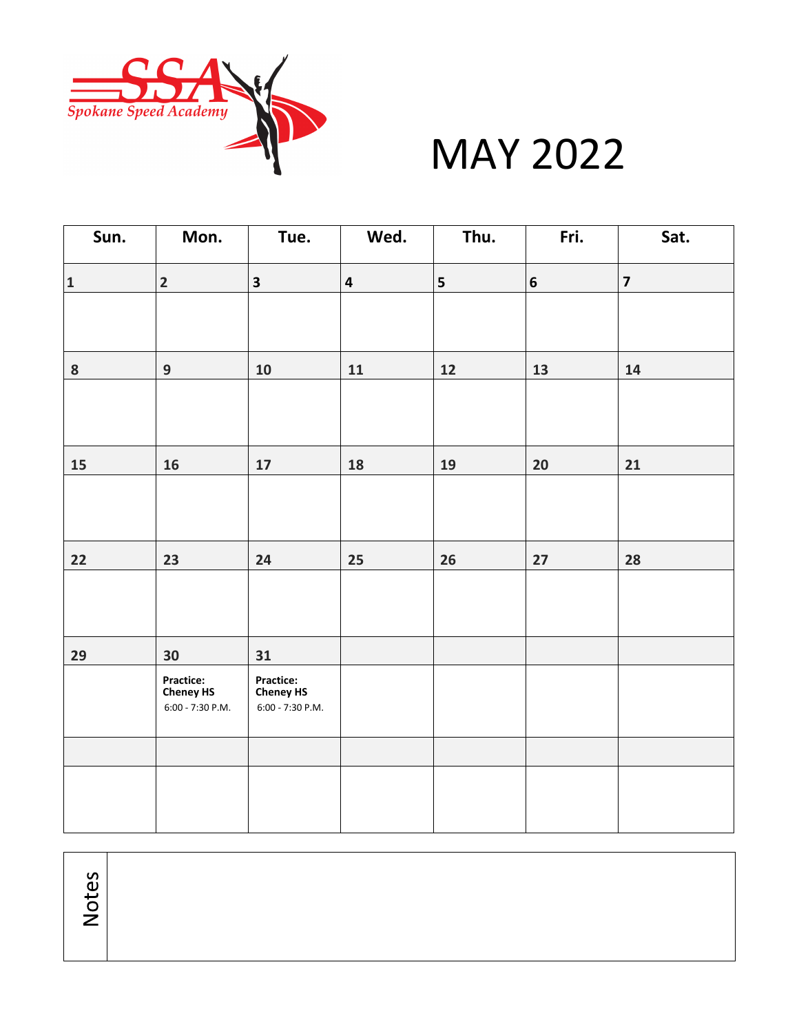Spokane Speed Academy

# MAY 2022

| Sun. | Mon. | Tue. | Wed. | Thu. | Fri. | Sat. |
|---|---|---|---|---|---|---|
| 1 | 2 | 3 | 4 | 5 | 6 | 7 |
| 8 | 9 | 10 | 11 | 12 | 13 | 14 |
| 15 | 16 | 17 | 18 | 19 | 20 | 21 |
| 22 | 23 | 24 | 25 | 26 | 27 | 28 |
| 29 | 30<br>**Practice: Cheney HS**<br>6:00 - 7:30 P.M. | 31<br>**Practice: Cheney HS**<br>6:00 - 7:30 P.M. | | | | |

Notes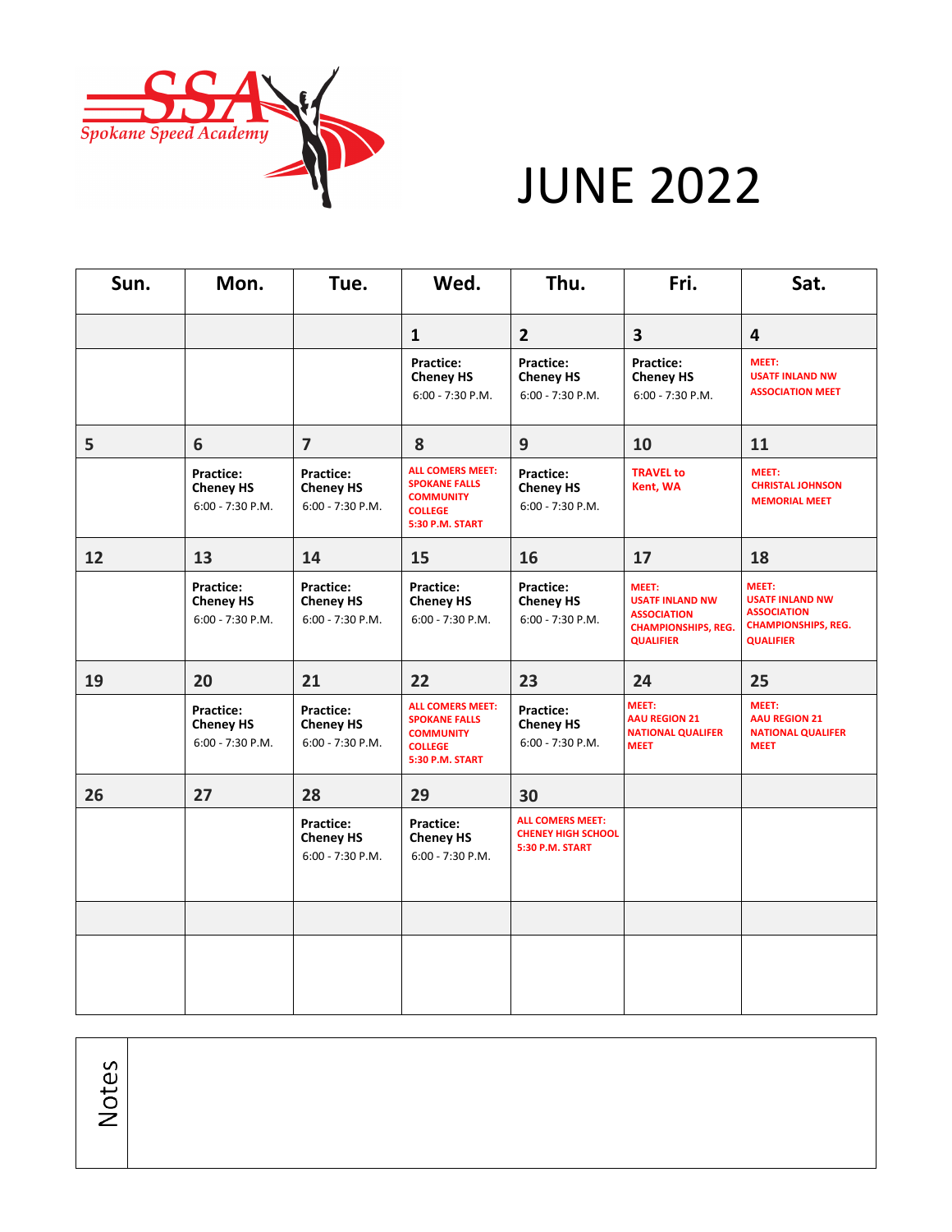Spokane Speed Academy

# JUNE 2022

| Sun. | Mon. | Tue. | Wed. | Thu. | Fri. | Sat. |
|---|---|---|---|---|---|---|
| | | | 1 | 2 | 3 | 4 |
| | | | **Practice: Cheney HS** 6:00 - 7:30 P.M. | **Practice: Cheney HS** 6:00 - 7:30 P.M. | **Practice: Cheney HS** 6:00 - 7:30 P.M. | **MEET: USATF INLAND NW ASSOCIATION MEET** |
| 5 | 6 | 7 | 8 | 9 | 10 | 11 |
| | **Practice: Cheney HS** 6:00 - 7:30 P.M. | **Practice: Cheney HS** 6:00 - 7:30 P.M. | **ALL COMERS MEET: SPOKANE FALLS COMMUNITY COLLEGE 5:30 P.M. START** | **Practice: Cheney HS** 6:00 - 7:30 P.M. | **TRAVEL to Kent, WA** | **MEET: CHRISTAL JOHNSON MEMORIAL MEET** |
| 12 | 13 | 14 | 15 | 16 | 17 | 18 |
| | **Practice: Cheney HS** 6:00 - 7:30 P.M. | **Practice: Cheney HS** 6:00 - 7:30 P.M. | **Practice: Cheney HS** 6:00 - 7:30 P.M. | **Practice: Cheney HS** 6:00 - 7:30 P.M. | **MEET: USATF INLAND NW ASSOCIATION CHAMPIONSHIPS, REG. QUALIFIER** | **MEET: USATF INLAND NW ASSOCIATION CHAMPIONSHIPS, REG. QUALIFIER** |
| 19 | 20 | 21 | 22 | 23 | 24 | 25 |
| | **Practice: Cheney HS** 6:00 - 7:30 P.M. | **Practice: Cheney HS** 6:00 - 7:30 P.M. | **ALL COMERS MEET: SPOKANE FALLS COMMUNITY COLLEGE 5:30 P.M. START** | **Practice: Cheney HS** 6:00 - 7:30 P.M. | **MEET: AAU REGION 21 NATIONAL QUALIFER MEET** | **MEET: AAU REGION 21 NATIONAL QUALIFER MEET** |
| 26 | 27 | 28 | 29 | 30 | | |
| | | **Practice: Cheney HS** 6:00 - 7:30 P.M. | **Practice: Cheney HS** 6:00 - 7:30 P.M. | **ALL COMERS MEET: CHENEY HIGH SCHOOL 5:30 P.M. START** | | |
| | | | | | | |
| | | | | | | |

| Notes | |
|---|---|
| | |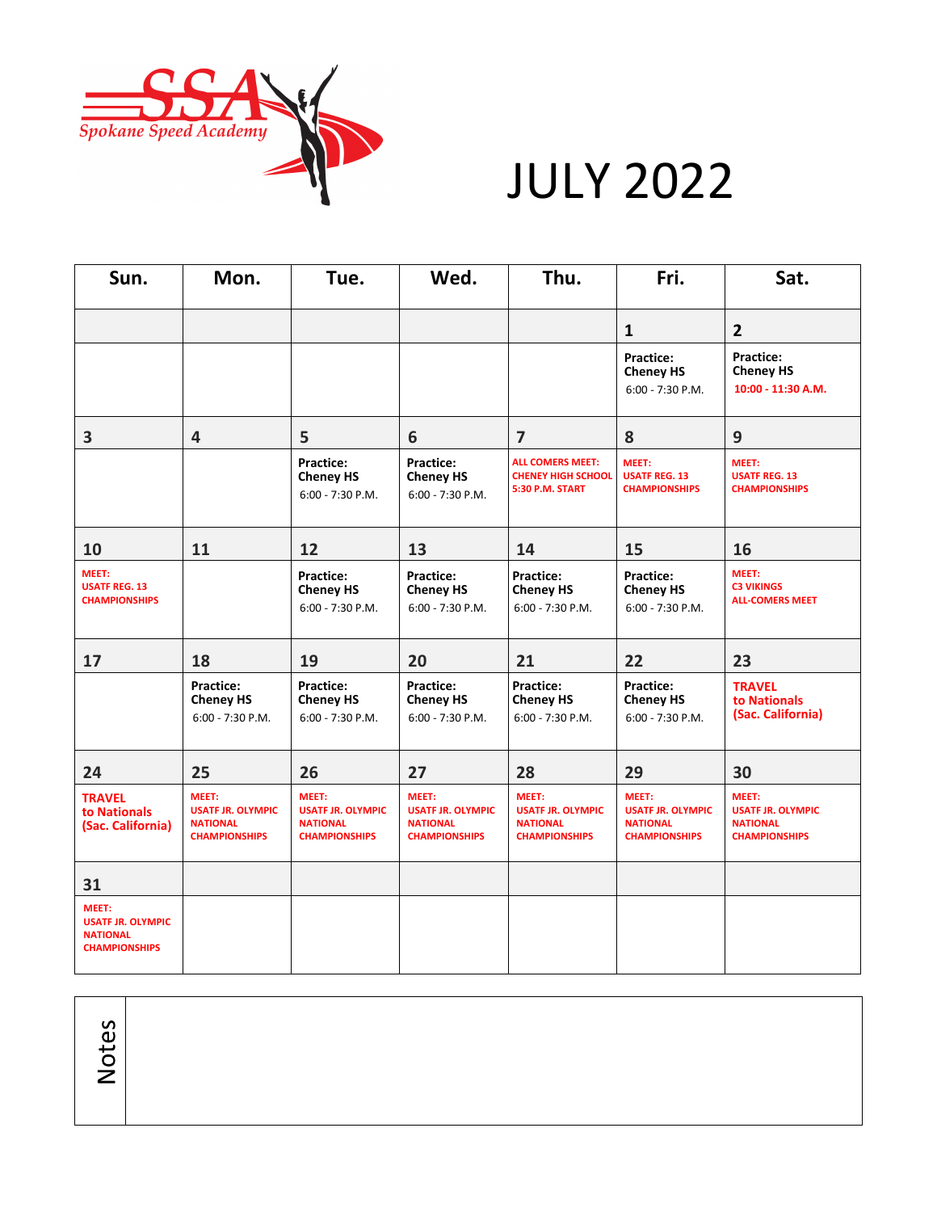SSA Spokane Speed Academy

# JULY 2022

| Sun. | Mon. | Tue. | Wed. | Thu. | Fri. | Sat. |
|---|---|---|---|---|---|---|
| | | | | | **1** | **2** |
| | | | | | **Practice: Cheney HS** 6:00 - 7:30 P.M. | **Practice: Cheney HS** **10:00 - 11:30 A.M.** |
| **3** | **4** | **5** | **6** | **7** | **8** | **9** |
| | | **Practice: Cheney HS** 6:00 - 7:30 P.M. | **Practice: Cheney HS** 6:00 - 7:30 P.M. | **ALL COMERS MEET: CHENEY HIGH SCHOOL 5:30 P.M. START** | **MEET: USATF REG. 13 CHAMPIONSHIPS** | **MEET: USATF REG. 13 CHAMPIONSHIPS** |
| **10** | **11** | **12** | **13** | **14** | **15** | **16** |
| **MEET: USATF REG. 13 CHAMPIONSHIPS** | | **Practice: Cheney HS** 6:00 - 7:30 P.M. | **Practice: Cheney HS** 6:00 - 7:30 P.M. | **Practice: Cheney HS** 6:00 - 7:30 P.M. | **Practice: Cheney HS** 6:00 - 7:30 P.M. | **MEET: C3 VIKINGS ALL-COMERS MEET** |
| **17** | **18** | **19** | **20** | **21** | **22** | **23** |
| | **Practice: Cheney HS** 6:00 - 7:30 P.M. | **Practice: Cheney HS** 6:00 - 7:30 P.M. | **Practice: Cheney HS** 6:00 - 7:30 P.M. | **Practice: Cheney HS** 6:00 - 7:30 P.M. | **Practice: Cheney HS** 6:00 - 7:30 P.M. | **TRAVEL to Nationals (Sac. California)** |
| **24** | **25** | **26** | **27** | **28** | **29** | **30** |
| **TRAVEL to Nationals (Sac. California)** | **MEET: USATF JR. OLYMPIC NATIONAL CHAMPIONSHIPS** | **MEET: USATF JR. OLYMPIC NATIONAL CHAMPIONSHIPS** | **MEET: USATF JR. OLYMPIC NATIONAL CHAMPIONSHIPS** | **MEET: USATF JR. OLYMPIC NATIONAL CHAMPIONSHIPS** | **MEET: USATF JR. OLYMPIC NATIONAL CHAMPIONSHIPS** | **MEET: USATF JR. OLYMPIC NATIONAL CHAMPIONSHIPS** |
| **31** | | | | | | |
| **MEET: USATF JR. OLYMPIC NATIONAL CHAMPIONSHIPS** | | | | | | |

Notes